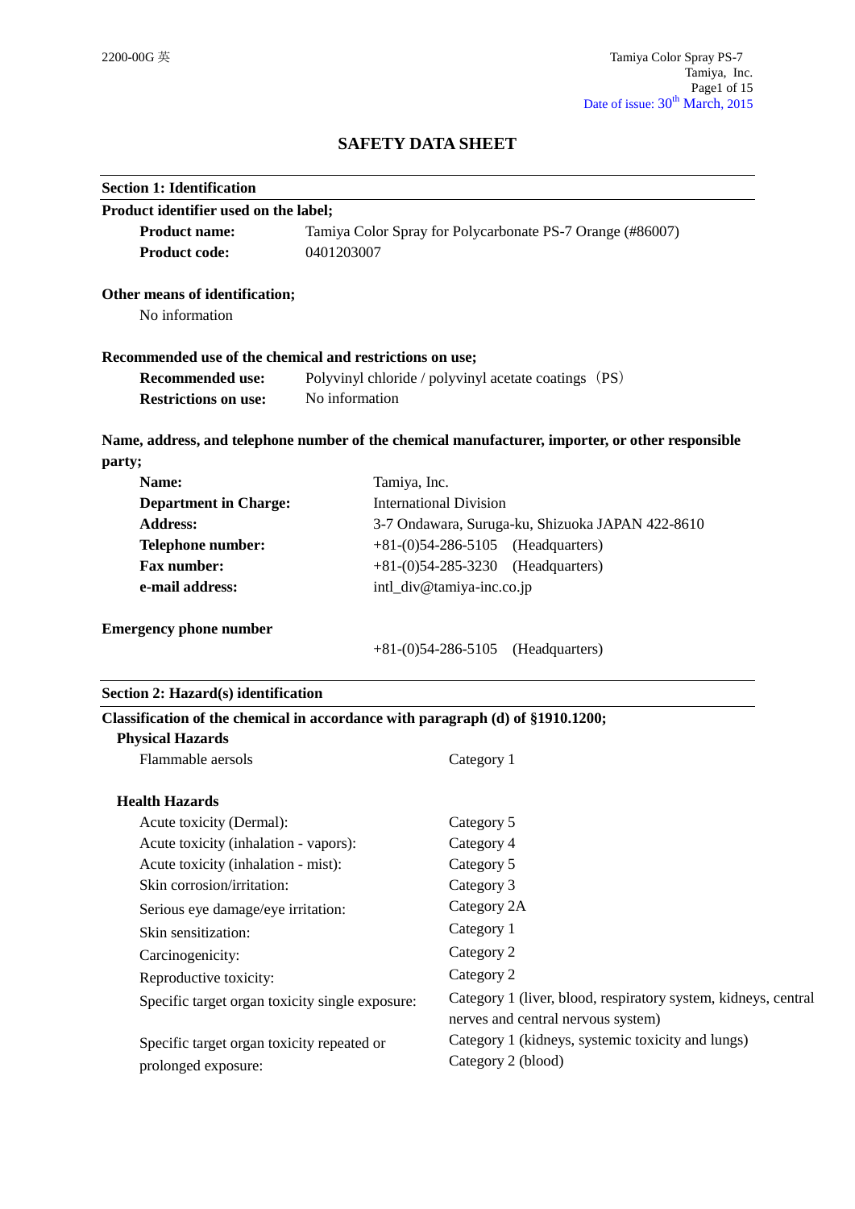# SAFETY DATA SHEET

## Section 1: Identification

**Product identifier used on the label;**

| | |
|---|---|
| **Product name:** | Tamiya Color Spray for Polycarbonate PS-7 Orange (#86007) |
| **Product code:** | 0401203007 |

**Other means of identification;**

No information

**Recommended use of the chemical and restrictions on use;**

| | |
|---|---|
| **Recommended use:** | Polyvinyl chloride / polyvinyl acetate coatings（PS） |
| **Restrictions on use:** | No information |

**Name, address, and telephone number of the chemical manufacturer, importer, or other responsible party;**

| | |
|---|---|
| **Name:** | Tamiya, Inc. |
| **Department in Charge:** | International Division |
| **Address:** | 3-7 Ondawara, Suruga-ku, Shizuoka JAPAN 422-8610 |
| **Telephone number:** | +81-(0)54-286-5105 (Headquarters) |
| **Fax number:** | +81-(0)54-285-3230 (Headquarters) |
| **e-mail address:** | intl_div@tamiya-inc.co.jp |

**Emergency phone number**

+81-(0)54-286-5105 (Headquarters)

## Section 2: Hazard(s) identification

**Classification of the chemical in accordance with paragraph (d) of §1910.1200;**

**Physical Hazards**

| | |
|---|---|
| Flammable aerosols | Category 1 |

**Health Hazards**

| | |
|---|---|
| Acute toxicity (Dermal): | Category 5 |
| Acute toxicity (inhalation - vapors): | Category 4 |
| Acute toxicity (inhalation - mist): | Category 5 |
| Skin corrosion/irritation: | Category 3 |
| Serious eye damage/eye irritation: | Category 2A |
| Skin sensitization: | Category 1 |
| Carcinogenicity: | Category 2 |
| Reproductive toxicity: | Category 2 |
| Specific target organ toxicity single exposure: | Category 1 (liver, blood, respiratory system, kidneys, central nerves and central nervous system) |
| Specific target organ toxicity repeated or prolonged exposure: | Category 1 (kidneys, systemic toxicity and lungs)<br>Category 2 (blood) |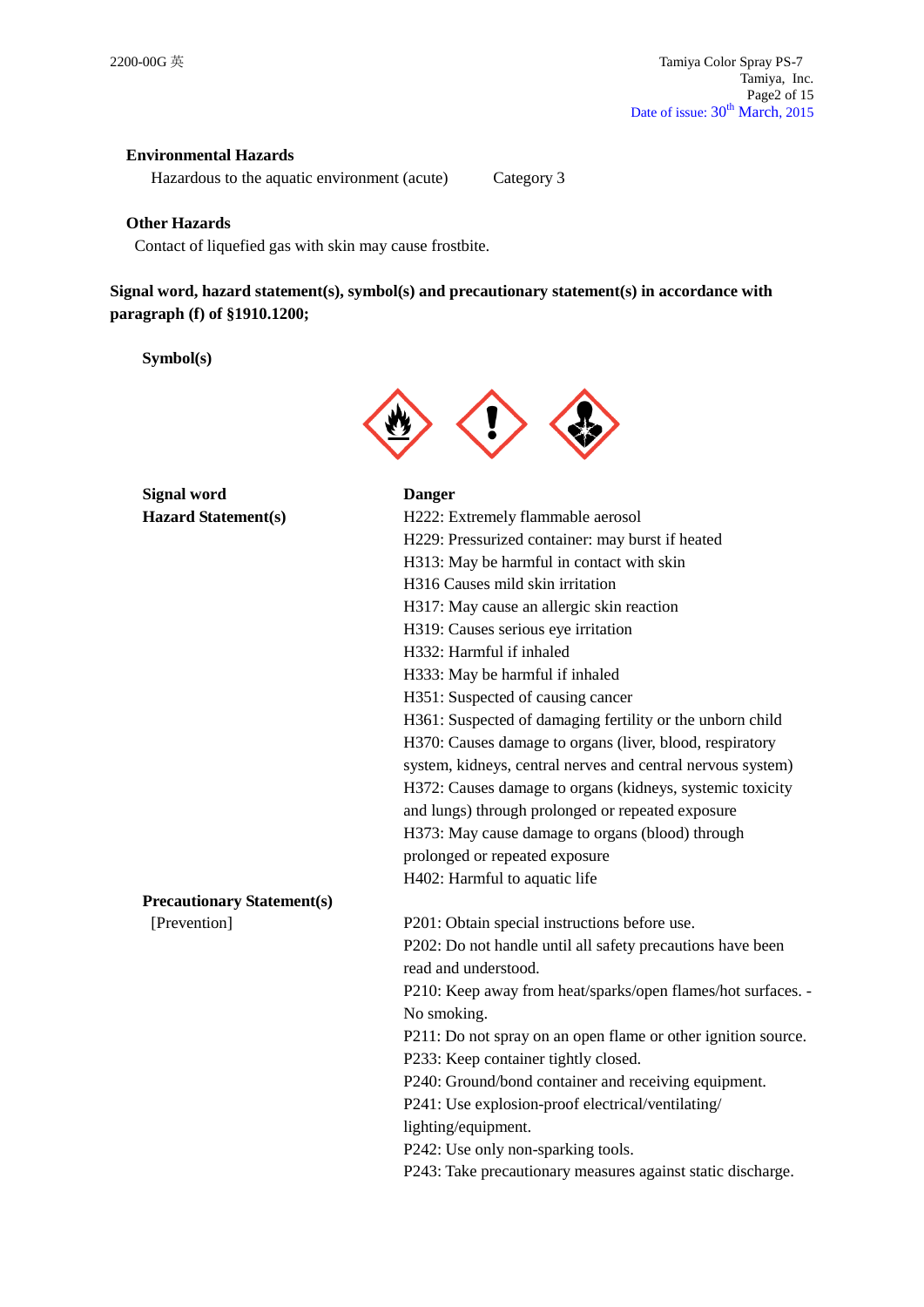**Environmental Hazards**

Hazardous to the aquatic environment (acute) Category 3

**Other Hazards**

Contact of liquefied gas with skin may cause frostbite.

**Signal word, hazard statement(s), symbol(s) and precautionary statement(s) in accordance with paragraph (f) of §1910.1200;**

**Symbol(s)**

| | |
|---|---|
| **Signal word** | **Danger** |
| **Hazard Statement(s)** | H222: Extremely flammable aerosol<br>H229: Pressurized container: may burst if heated<br>H313: May be harmful in contact with skin<br>H316 Causes mild skin irritation<br>H317: May cause an allergic skin reaction<br>H319: Causes serious eye irritation<br>H332: Harmful if inhaled<br>H333: May be harmful if inhaled<br>H351: Suspected of causing cancer<br>H361: Suspected of damaging fertility or the unborn child<br>H370: Causes damage to organs (liver, blood, respiratory system, kidneys, central nerves and central nervous system)<br>H372: Causes damage to organs (kidneys, systemic toxicity and lungs) through prolonged or repeated exposure<br>H373: May cause damage to organs (blood) through prolonged or repeated exposure<br>H402: Harmful to aquatic life |
| **Precautionary Statement(s)** | |
| [Prevention] | P201: Obtain special instructions before use.<br>P202: Do not handle until all safety precautions have been read and understood.<br>P210: Keep away from heat/sparks/open flames/hot surfaces. - No smoking.<br>P211: Do not spray on an open flame or other ignition source.<br>P233: Keep container tightly closed.<br>P240: Ground/bond container and receiving equipment.<br>P241: Use explosion-proof electrical/ventilating/ lighting/equipment.<br>P242: Use only non-sparking tools.<br>P243: Take precautionary measures against static discharge. |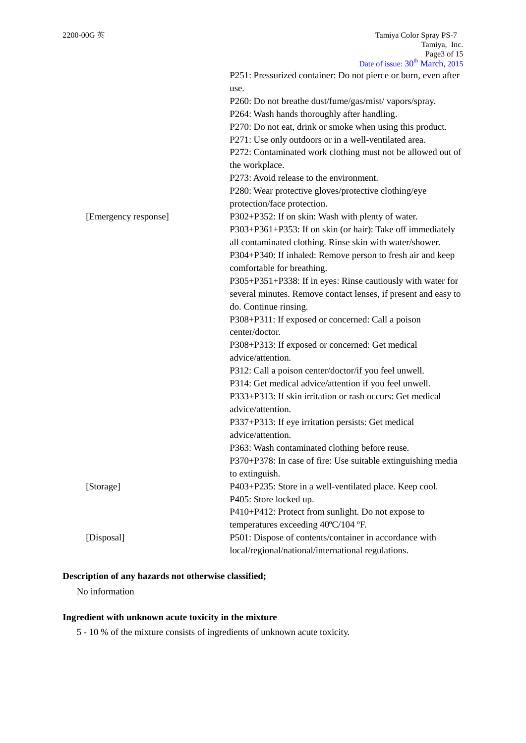| | |
|---|---|
| | P251: Pressurized container: Do not pierce or burn, even after use. |
| | P260: Do not breathe dust/fume/gas/mist/ vapors/spray. |
| | P264: Wash hands thoroughly after handling. |
| | P270: Do not eat, drink or smoke when using this product. |
| | P271: Use only outdoors or in a well-ventilated area. |
| | P272: Contaminated work clothing must not be allowed out of the workplace. |
| | P273: Avoid release to the environment. |
| | P280: Wear protective gloves/protective clothing/eye protection/face protection. |
| [Emergency response] | P302+P352: If on skin: Wash with plenty of water. |
| | P303+P361+P353: If on skin (or hair): Take off immediately all contaminated clothing. Rinse skin with water/shower. |
| | P304+P340: If inhaled: Remove person to fresh air and keep comfortable for breathing. |
| | P305+P351+P338: If in eyes: Rinse cautiously with water for several minutes. Remove contact lenses, if present and easy to do. Continue rinsing. |
| | P308+P311: If exposed or concerned: Call a poison center/doctor. |
| | P308+P313: If exposed or concerned: Get medical advice/attention. |
| | P312: Call a poison center/doctor/if you feel unwell. |
| | P314: Get medical advice/attention if you feel unwell. |
| | P333+P313: If skin irritation or rash occurs: Get medical advice/attention. |
| | P337+P313: If eye irritation persists: Get medical advice/attention. |
| | P363: Wash contaminated clothing before reuse. |
| | P370+P378: In case of fire: Use suitable extinguishing media to extinguish. |
| [Storage] | P403+P235: Store in a well-ventilated place. Keep cool. |
| | P405: Store locked up. |
| | P410+P412: Protect from sunlight. Do not expose to temperatures exceeding 40ºC/104 ºF. |
| [Disposal] | P501: Dispose of contents/container in accordance with local/regional/national/international regulations. |

**Description of any hazards not otherwise classified;**

No information

**Ingredient with unknown acute toxicity in the mixture**

5 - 10 % of the mixture consists of ingredients of unknown acute toxicity.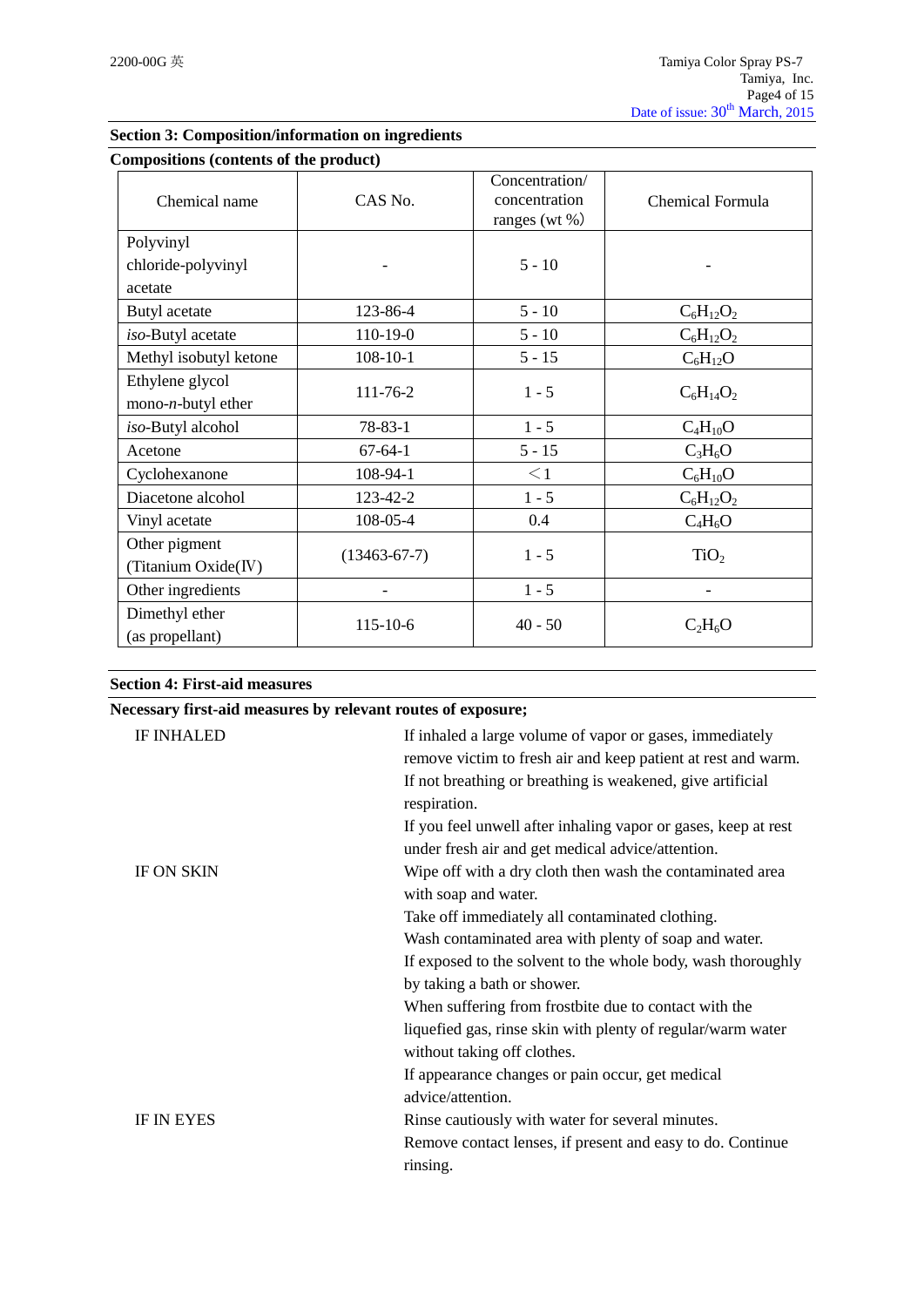## Section 3: Composition/information on ingredients

**Compositions (contents of the product)**

| Chemical name | CAS No. | Concentration/ concentration ranges (wt %) | Chemical Formula |
|---|---|---|---|
| Polyvinyl chloride-polyvinyl acetate | - | 5 - 10 | - |
| Butyl acetate | 123-86-4 | 5 - 10 | $C_6H_{12}O_2$ |
| *iso*-Butyl acetate | 110-19-0 | 5 - 10 | $C_6H_{12}O_2$ |
| Methyl isobutyl ketone | 108-10-1 | 5 - 15 | $C_6H_{12}O$ |
| Ethylene glycol mono-*n*-butyl ether | 111-76-2 | 1 - 5 | $C_6H_{14}O_2$ |
| *iso*-Butyl alcohol | 78-83-1 | 1 - 5 | $C_4H_{10}O$ |
| Acetone | 67-64-1 | 5 - 15 | $C_3H_6O$ |
| Cyclohexanone | 108-94-1 | ＜1 | $C_6H_{10}O$ |
| Diacetone alcohol | 123-42-2 | 1 - 5 | $C_6H_{12}O_2$ |
| Vinyl acetate | 108-05-4 | 0.4 | $C_4H_6O$ |
| Other pigment (Titanium Oxide(Ⅳ) | (13463-67-7) | 1 - 5 | $TiO_2$ |
| Other ingredients | - | 1 - 5 | - |
| Dimethyl ether (as propellant) | 115-10-6 | 40 - 50 | $C_2H_6O$ |

## Section 4: First-aid measures

**Necessary first-aid measures by relevant routes of exposure;**

IF INHALED
: If inhaled a large volume of vapor or gases, immediately remove victim to fresh air and keep patient at rest and warm.
If not breathing or breathing is weakened, give artificial respiration.
If you feel unwell after inhaling vapor or gases, keep at rest under fresh air and get medical advice/attention.

IF ON SKIN
: Wipe off with a dry cloth then wash the contaminated area with soap and water.
Take off immediately all contaminated clothing.
Wash contaminated area with plenty of soap and water.
If exposed to the solvent to the whole body, wash thoroughly by taking a bath or shower.
When suffering from frostbite due to contact with the liquefied gas, rinse skin with plenty of regular/warm water without taking off clothes.
If appearance changes or pain occur, get medical advice/attention.

IF IN EYES
: Rinse cautiously with water for several minutes.
Remove contact lenses, if present and easy to do. Continue rinsing.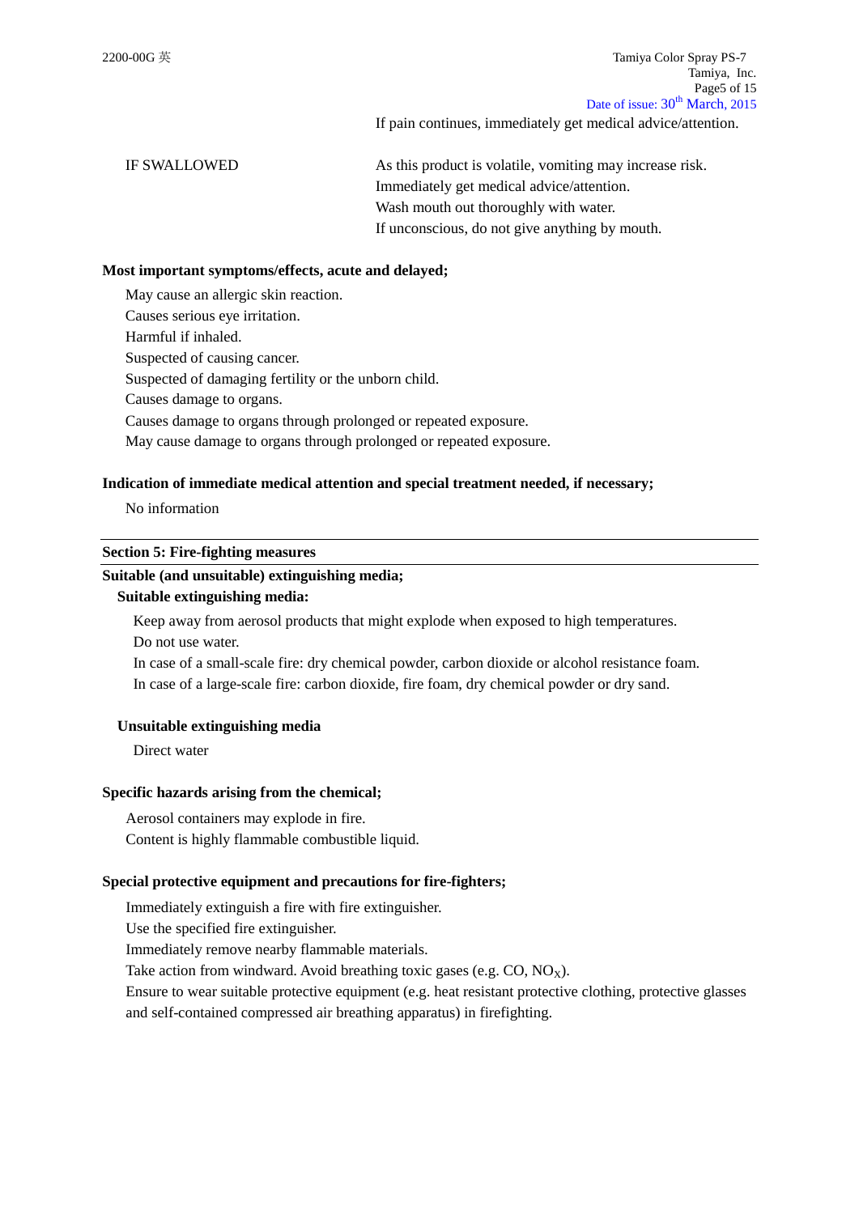If pain continues, immediately get medical advice/attention.

IF SWALLOWED

As this product is volatile, vomiting may increase risk.
Immediately get medical advice/attention.
Wash mouth out thoroughly with water.
If unconscious, do not give anything by mouth.

**Most important symptoms/effects, acute and delayed;**

May cause an allergic skin reaction.
Causes serious eye irritation.
Harmful if inhaled.
Suspected of causing cancer.
Suspected of damaging fertility or the unborn child.
Causes damage to organs.
Causes damage to organs through prolonged or repeated exposure.
May cause damage to organs through prolonged or repeated exposure.

**Indication of immediate medical attention and special treatment needed, if necessary;**

No information

## Section 5: Fire-fighting measures

**Suitable (and unsuitable) extinguishing media;**

**Suitable extinguishing media:**

Keep away from aerosol products that might explode when exposed to high temperatures.
Do not use water.
In case of a small-scale fire: dry chemical powder, carbon dioxide or alcohol resistance foam.
In case of a large-scale fire: carbon dioxide, fire foam, dry chemical powder or dry sand.

**Unsuitable extinguishing media**

Direct water

**Specific hazards arising from the chemical;**

Aerosol containers may explode in fire.
Content is highly flammable combustible liquid.

**Special protective equipment and precautions for fire-fighters;**

Immediately extinguish a fire with fire extinguisher.
Use the specified fire extinguisher.
Immediately remove nearby flammable materials.
Take action from windward. Avoid breathing toxic gases (e.g. CO, $NO_X$).
Ensure to wear suitable protective equipment (e.g. heat resistant protective clothing, protective glasses and self-contained compressed air breathing apparatus) in firefighting.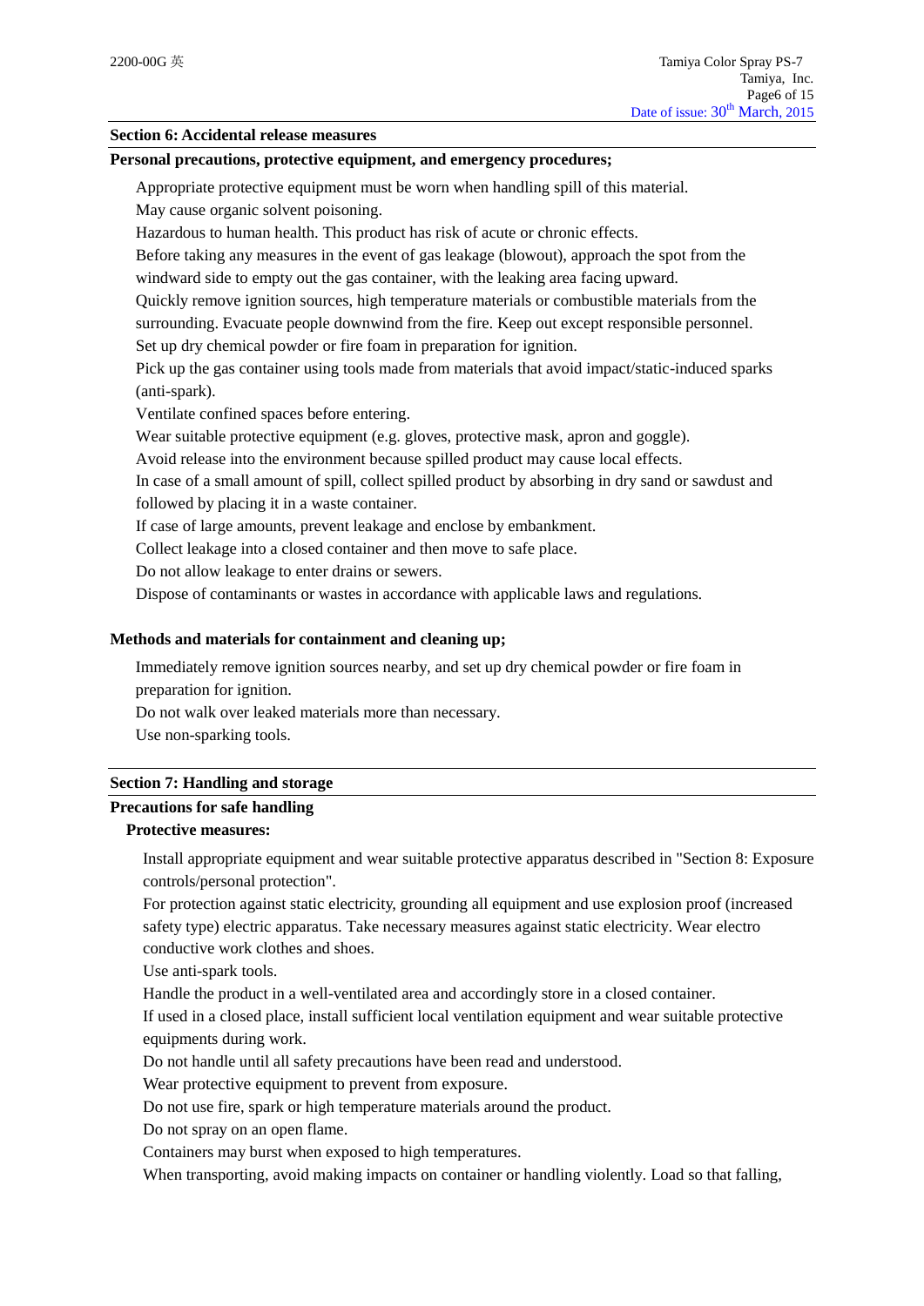## Section 6: Accidental release measures

**Personal precautions, protective equipment, and emergency procedures;**

Appropriate protective equipment must be worn when handling spill of this material.
May cause organic solvent poisoning.
Hazardous to human health. This product has risk of acute or chronic effects.
Before taking any measures in the event of gas leakage (blowout), approach the spot from the windward side to empty out the gas container, with the leaking area facing upward.
Quickly remove ignition sources, high temperature materials or combustible materials from the surrounding. Evacuate people downwind from the fire. Keep out except responsible personnel.
Set up dry chemical powder or fire foam in preparation for ignition.
Pick up the gas container using tools made from materials that avoid impact/static-induced sparks (anti-spark).
Ventilate confined spaces before entering.
Wear suitable protective equipment (e.g. gloves, protective mask, apron and goggle).
Avoid release into the environment because spilled product may cause local effects.
In case of a small amount of spill, collect spilled product by absorbing in dry sand or sawdust and followed by placing it in a waste container.
If case of large amounts, prevent leakage and enclose by embankment.
Collect leakage into a closed container and then move to safe place.
Do not allow leakage to enter drains or sewers.
Dispose of contaminants or wastes in accordance with applicable laws and regulations.

**Methods and materials for containment and cleaning up;**

Immediately remove ignition sources nearby, and set up dry chemical powder or fire foam in preparation for ignition.
Do not walk over leaked materials more than necessary.
Use non-sparking tools.

## Section 7: Handling and storage

**Precautions for safe handling**

**Protective measures:**

Install appropriate equipment and wear suitable protective apparatus described in "Section 8: Exposure controls/personal protection".
For protection against static electricity, grounding all equipment and use explosion proof (increased safety type) electric apparatus. Take necessary measures against static electricity. Wear electro conductive work clothes and shoes.
Use anti-spark tools.
Handle the product in a well-ventilated area and accordingly store in a closed container.
If used in a closed place, install sufficient local ventilation equipment and wear suitable protective equipments during work.
Do not handle until all safety precautions have been read and understood.
Wear protective equipment to prevent from exposure.
Do not use fire, spark or high temperature materials around the product.
Do not spray on an open flame.
Containers may burst when exposed to high temperatures.
When transporting, avoid making impacts on container or handling violently. Load so that falling,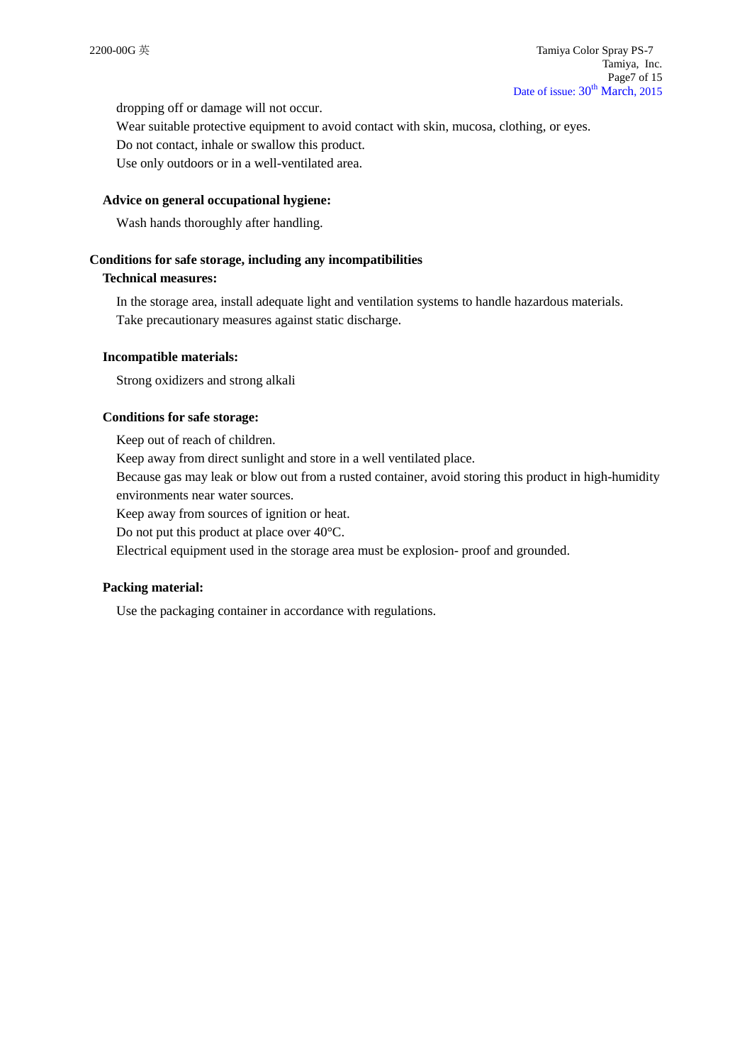dropping off or damage will not occur.

Wear suitable protective equipment to avoid contact with skin, mucosa, clothing, or eyes.

Do not contact, inhale or swallow this product.

Use only outdoors or in a well-ventilated area.

**Advice on general occupational hygiene:**

Wash hands thoroughly after handling.

**Conditions for safe storage, including any incompatibilities**

**Technical measures:**

In the storage area, install adequate light and ventilation systems to handle hazardous materials.

Take precautionary measures against static discharge.

**Incompatible materials:**

Strong oxidizers and strong alkali

**Conditions for safe storage:**

Keep out of reach of children.

Keep away from direct sunlight and store in a well ventilated place.

Because gas may leak or blow out from a rusted container, avoid storing this product in high-humidity environments near water sources.

Keep away from sources of ignition or heat.

Do not put this product at place over 40°C.

Electrical equipment used in the storage area must be explosion- proof and grounded.

**Packing material:**

Use the packaging container in accordance with regulations.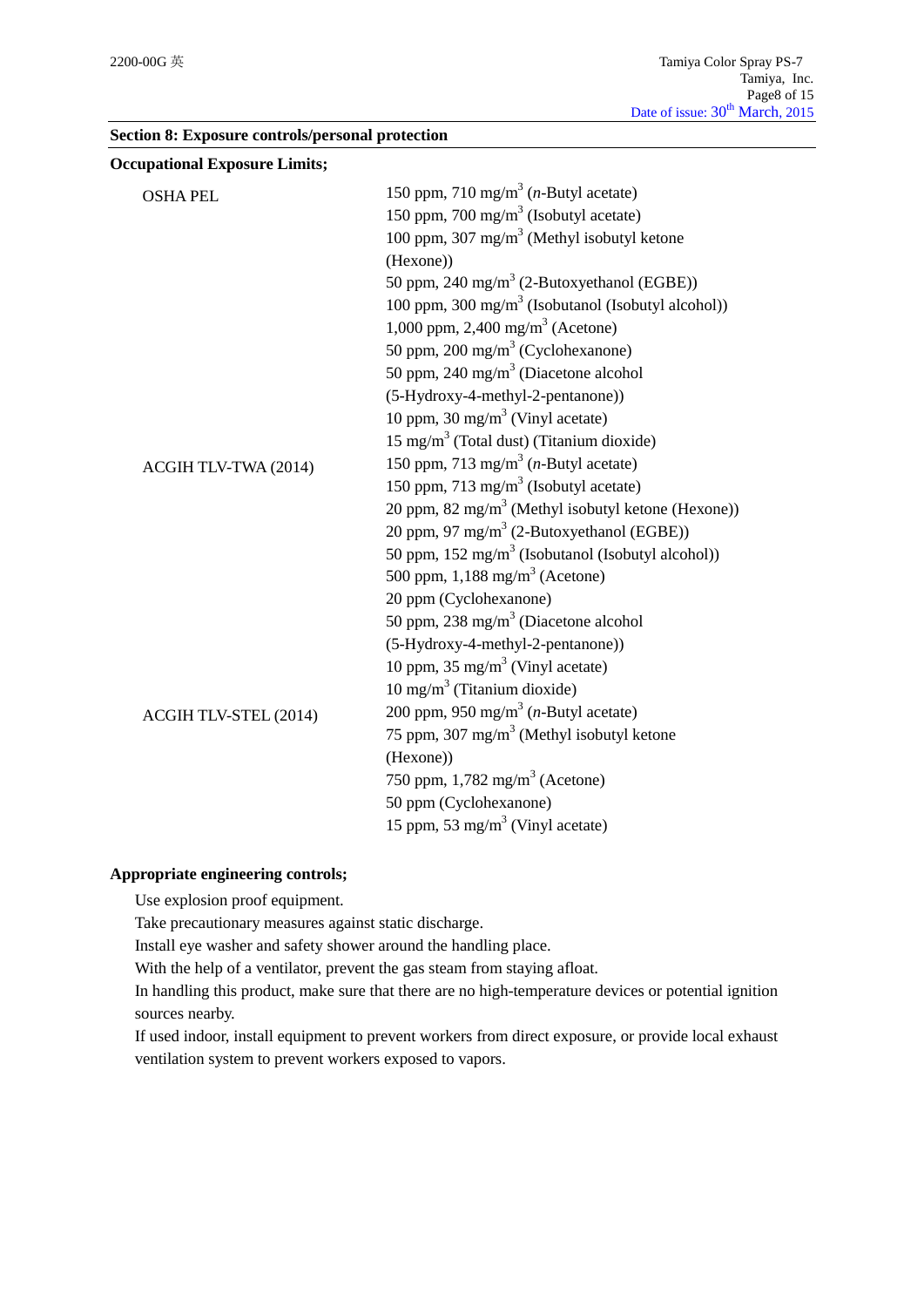**Section 8: Exposure controls/personal protection**

**Occupational Exposure Limits;**

| | |
|---|---|
| OSHA PEL | 150 ppm, 710 mg/$m^3$ (*n*-Butyl acetate)<br>150 ppm, 700 mg/$m^3$ (Isobutyl acetate)<br>100 ppm, 307 mg/$m^3$ (Methyl isobutyl ketone (Hexone))<br>50 ppm, 240 mg/$m^3$ (2-Butoxyethanol (EGBE))<br>100 ppm, 300 mg/$m^3$ (Isobutanol (Isobutyl alcohol))<br>1,000 ppm, 2,400 mg/$m^3$ (Acetone)<br>50 ppm, 200 mg/$m^3$ (Cyclohexanone)<br>50 ppm, 240 mg/$m^3$ (Diacetone alcohol (5-Hydroxy-4-methyl-2-pentanone))<br>10 ppm, 30 mg/$m^3$ (Vinyl acetate)<br>15 mg/$m^3$ (Total dust) (Titanium dioxide) |
| ACGIH TLV-TWA (2014) | 150 ppm, 713 mg/$m^3$ (*n*-Butyl acetate)<br>150 ppm, 713 mg/$m^3$ (Isobutyl acetate)<br>20 ppm, 82 mg/$m^3$ (Methyl isobutyl ketone (Hexone))<br>20 ppm, 97 mg/$m^3$ (2-Butoxyethanol (EGBE))<br>50 ppm, 152 mg/$m^3$ (Isobutanol (Isobutyl alcohol))<br>500 ppm, 1,188 mg/$m^3$ (Acetone)<br>20 ppm (Cyclohexanone)<br>50 ppm, 238 mg/$m^3$ (Diacetone alcohol (5-Hydroxy-4-methyl-2-pentanone))<br>10 ppm, 35 mg/$m^3$ (Vinyl acetate)<br>10 mg/$m^3$ (Titanium dioxide) |
| ACGIH TLV-STEL (2014) | 200 ppm, 950 mg/$m^3$ (*n*-Butyl acetate)<br>75 ppm, 307 mg/$m^3$ (Methyl isobutyl ketone (Hexone))<br>750 ppm, 1,782 mg/$m^3$ (Acetone)<br>50 ppm (Cyclohexanone)<br>15 ppm, 53 mg/$m^3$ (Vinyl acetate) |

**Appropriate engineering controls;**

Use explosion proof equipment.

Take precautionary measures against static discharge.

Install eye washer and safety shower around the handling place.

With the help of a ventilator, prevent the gas steam from staying afloat.

In handling this product, make sure that there are no high-temperature devices or potential ignition sources nearby.

If used indoor, install equipment to prevent workers from direct exposure, or provide local exhaust ventilation system to prevent workers exposed to vapors.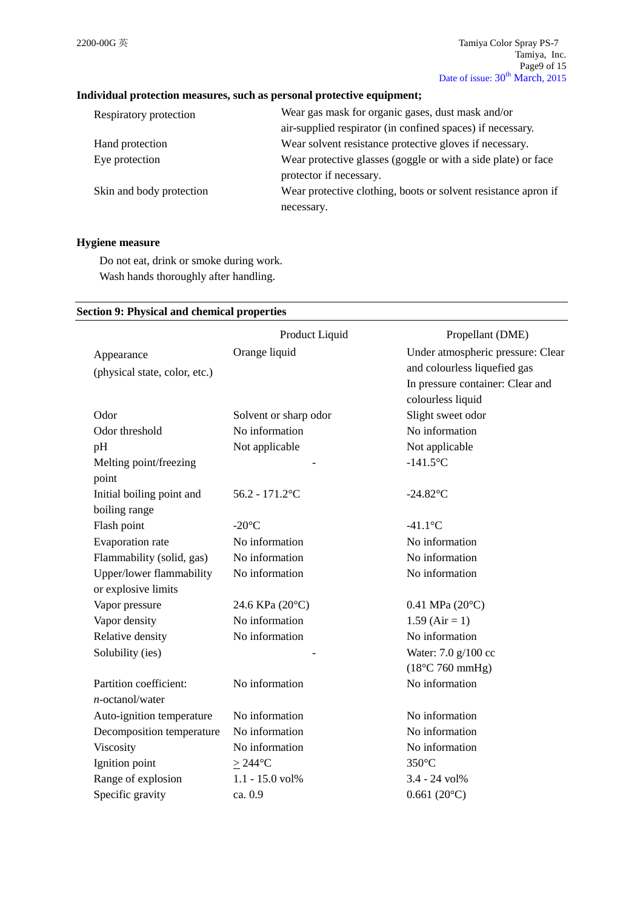### Individual protection measures, such as personal protective equipment;

| | |
|---|---|
| Respiratory protection | Wear gas mask for organic gases, dust mask and/or air-supplied respirator (in confined spaces) if necessary. |
| Hand protection | Wear solvent resistance protective gloves if necessary. |
| Eye protection | Wear protective glasses (goggle or with a side plate) or face protector if necessary. |
| Skin and body protection | Wear protective clothing, boots or solvent resistance apron if necessary. |

### Hygiene measure

Do not eat, drink or smoke during work.
Wash hands thoroughly after handling.

## Section 9: Physical and chemical properties

| | Product Liquid | Propellant (DME) |
|---|---|---|
| Appearance (physical state, color, etc.) | Orange liquid | Under atmospheric pressure: Clear and colourless liquefied gas<br>In pressure container: Clear and colourless liquid |
| Odor | Solvent or sharp odor | Slight sweet odor |
| Odor threshold | No information | No information |
| pH | Not applicable | Not applicable |
| Melting point/freezing point | - | -141.5°C |
| Initial boiling point and boiling range | 56.2 - 171.2°C | -24.82°C |
| Flash point | -20°C | -41.1°C |
| Evaporation rate | No information | No information |
| Flammability (solid, gas) | No information | No information |
| Upper/lower flammability or explosive limits | No information | No information |
| Vapor pressure | 24.6 KPa (20°C) | 0.41 MPa (20°C) |
| Vapor density | No information | 1.59 (Air = 1) |
| Relative density | No information | No information |
| Solubility (ies) | - | Water: 7.0 g/100 cc (18°C 760 mmHg) |
| Partition coefficient: *n*-octanol/water | No information | No information |
| Auto-ignition temperature | No information | No information |
| Decomposition temperature | No information | No information |
| Viscosity | No information | No information |
| Ignition point | ≥ 244°C | 350°C |
| Range of explosion | 1.1 - 15.0 vol% | 3.4 - 24 vol% |
| Specific gravity | ca. 0.9 | 0.661 (20°C) |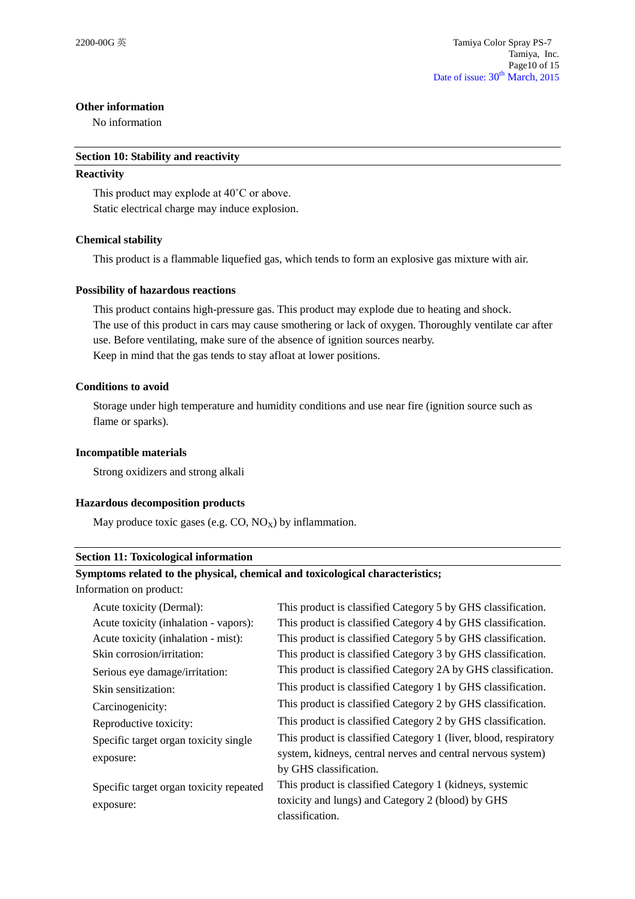**Other information**

No information

## Section 10: Stability and reactivity

**Reactivity**

This product may explode at 40˚C or above.
Static electrical charge may induce explosion.

**Chemical stability**

This product is a flammable liquefied gas, which tends to form an explosive gas mixture with air.

**Possibility of hazardous reactions**

This product contains high-pressure gas. This product may explode due to heating and shock.
The use of this product in cars may cause smothering or lack of oxygen. Thoroughly ventilate car after use. Before ventilating, make sure of the absence of ignition sources nearby.
Keep in mind that the gas tends to stay afloat at lower positions.

**Conditions to avoid**

Storage under high temperature and humidity conditions and use near fire (ignition source such as flame or sparks).

**Incompatible materials**

Strong oxidizers and strong alkali

**Hazardous decomposition products**

May produce toxic gases (e.g. CO, $NO_X$) by inflammation.

## Section 11: Toxicological information

**Symptoms related to the physical, chemical and toxicological characteristics;**

Information on product:

| | |
|---|---|
| Acute toxicity (Dermal): | This product is classified Category 5 by GHS classification. |
| Acute toxicity (inhalation - vapors): | This product is classified Category 4 by GHS classification. |
| Acute toxicity (inhalation - mist): | This product is classified Category 5 by GHS classification. |
| Skin corrosion/irritation: | This product is classified Category 3 by GHS classification. |
| Serious eye damage/irritation: | This product is classified Category 2A by GHS classification. |
| Skin sensitization: | This product is classified Category 1 by GHS classification. |
| Carcinogenicity: | This product is classified Category 2 by GHS classification. |
| Reproductive toxicity: | This product is classified Category 2 by GHS classification. |
| Specific target organ toxicity single exposure: | This product is classified Category 1 (liver, blood, respiratory system, kidneys, central nerves and central nervous system) by GHS classification. |
| Specific target organ toxicity repeated exposure: | This product is classified Category 1 (kidneys, systemic toxicity and lungs) and Category 2 (blood) by GHS classification. |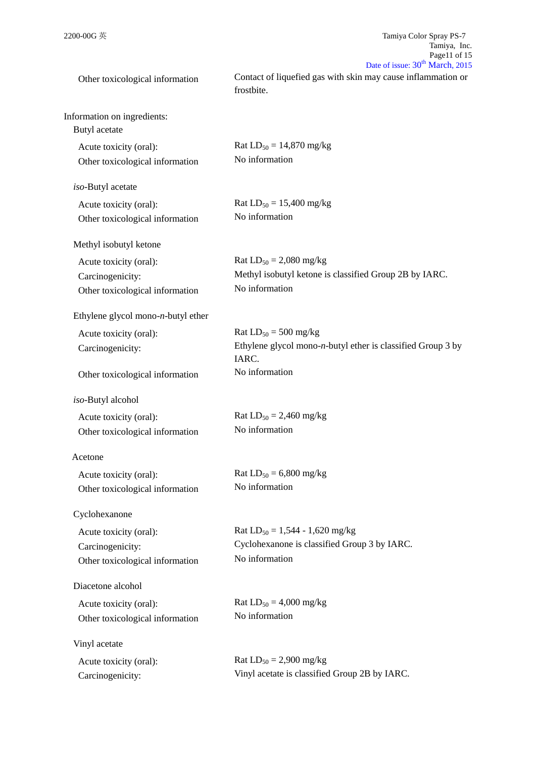| | |
|---|---|
| Other toxicological information | Contact of liquefied gas with skin may cause inflammation or frostbite. |

Information on ingredients:

Butyl acetate

| | |
|---|---|
| Acute toxicity (oral): | Rat $LD_{50}$ = 14,870 mg/kg |
| Other toxicological information | No information |

*iso*-Butyl acetate

| | |
|---|---|
| Acute toxicity (oral): | Rat $LD_{50}$ = 15,400 mg/kg |
| Other toxicological information | No information |

Methyl isobutyl ketone

| | |
|---|---|
| Acute toxicity (oral): | Rat $LD_{50}$ = 2,080 mg/kg |
| Carcinogenicity: | Methyl isobutyl ketone is classified Group 2B by IARC. |
| Other toxicological information | No information |

Ethylene glycol mono-*n*-butyl ether

| | |
|---|---|
| Acute toxicity (oral): | Rat $LD_{50}$ = 500 mg/kg |
| Carcinogenicity: | Ethylene glycol mono-*n*-butyl ether is classified Group 3 by IARC. |
| Other toxicological information | No information |

*iso*-Butyl alcohol

| | |
|---|---|
| Acute toxicity (oral): | Rat $LD_{50}$ = 2,460 mg/kg |
| Other toxicological information | No information |

Acetone

| | |
|---|---|
| Acute toxicity (oral): | Rat $LD_{50}$ = 6,800 mg/kg |
| Other toxicological information | No information |

Cyclohexanone

| | |
|---|---|
| Acute toxicity (oral): | Rat $LD_{50}$ = 1,544 - 1,620 mg/kg |
| Carcinogenicity: | Cyclohexanone is classified Group 3 by IARC. |
| Other toxicological information | No information |

Diacetone alcohol

| | |
|---|---|
| Acute toxicity (oral): | Rat $LD_{50}$ = 4,000 mg/kg |
| Other toxicological information | No information |

Vinyl acetate

| | |
|---|---|
| Acute toxicity (oral): | Rat $LD_{50}$ = 2,900 mg/kg |
| Carcinogenicity: | Vinyl acetate is classified Group 2B by IARC. |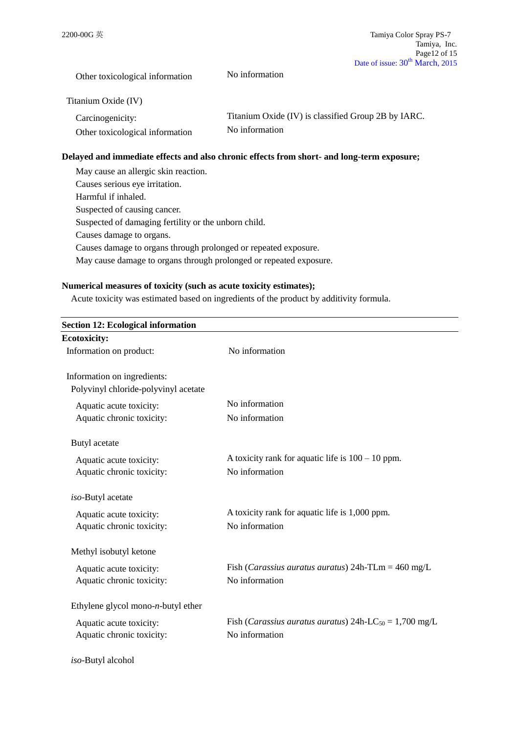Other toxicological information: No information

Titanium Oxide (IV)

Carcinogenicity: Titanium Oxide (IV) is classified Group 2B by IARC.

Other toxicological information: No information

**Delayed and immediate effects and also chronic effects from short- and long-term exposure;**

May cause an allergic skin reaction.
Causes serious eye irritation.
Harmful if inhaled.
Suspected of causing cancer.
Suspected of damaging fertility or the unborn child.
Causes damage to organs.
Causes damage to organs through prolonged or repeated exposure.
May cause damage to organs through prolonged or repeated exposure.

**Numerical measures of toxicity (such as acute toxicity estimates);**

Acute toxicity was estimated based on ingredients of the product by additivity formula.

## Section 12: Ecological information

**Ecotoxicity:**

Information on product: No information

Information on ingredients:

Polyvinyl chloride-polyvinyl acetate

Aquatic acute toxicity: No information
Aquatic chronic toxicity: No information

Butyl acetate

Aquatic acute toxicity: A toxicity rank for aquatic life is 100 – 10 ppm.
Aquatic chronic toxicity: No information

*iso*-Butyl acetate

Aquatic acute toxicity: A toxicity rank for aquatic life is 1,000 ppm.
Aquatic chronic toxicity: No information

Methyl isobutyl ketone

Aquatic acute toxicity: Fish (*Carassius auratus auratus*) 24h-TLm = 460 mg/L
Aquatic chronic toxicity: No information

Ethylene glycol mono-*n*-butyl ether

Aquatic acute toxicity: Fish (*Carassius auratus auratus*) 24h-$LC_{50}$ = 1,700 mg/L
Aquatic chronic toxicity: No information

*iso*-Butyl alcohol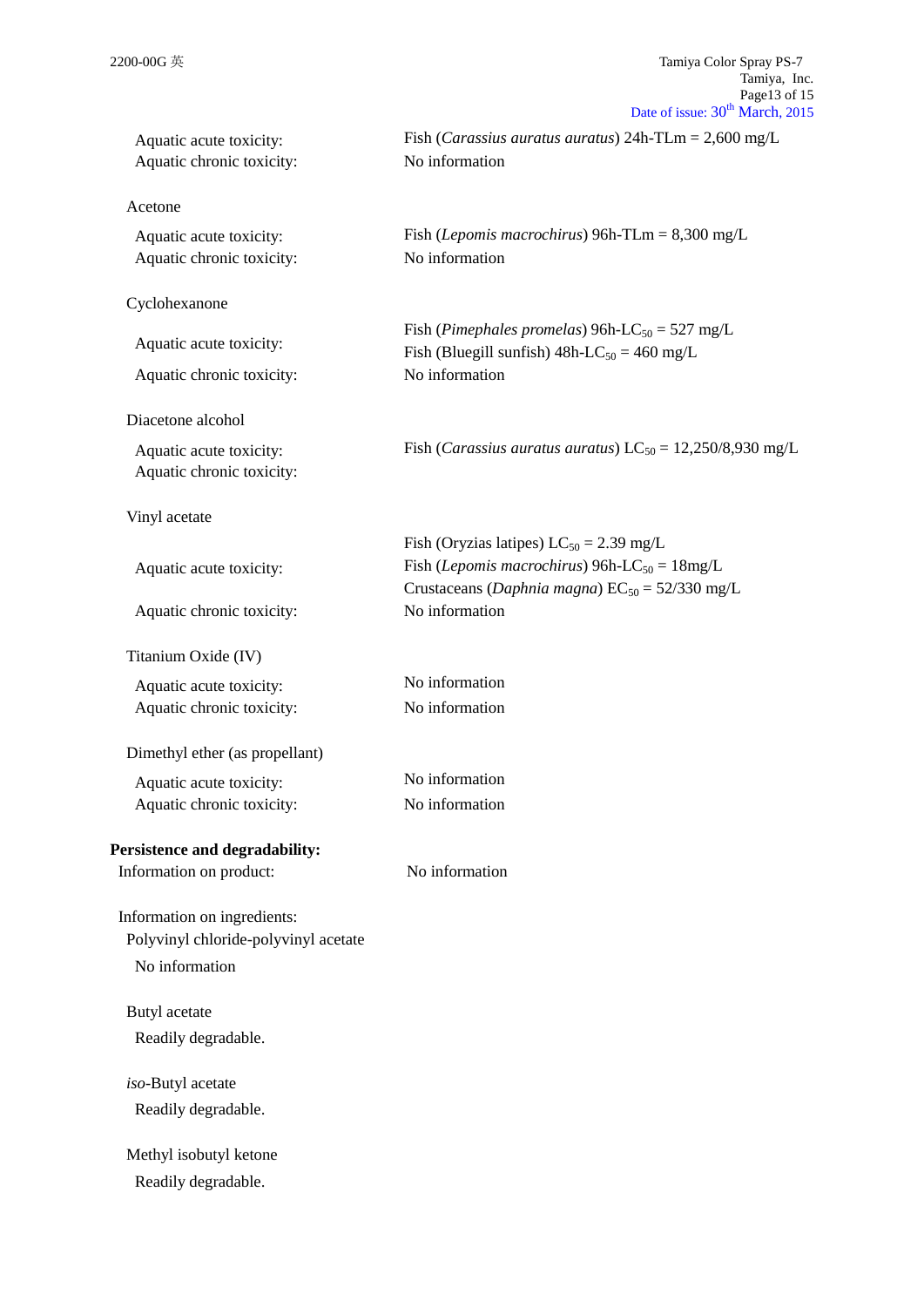Aquatic acute toxicity: Fish (*Carassius auratus auratus*) 24h-TLm = 2,600 mg/L
Aquatic chronic toxicity: No information

Acetone

Aquatic acute toxicity: Fish (*Lepomis macrochirus*) 96h-TLm = 8,300 mg/L
Aquatic chronic toxicity: No information

Cyclohexanone

Aquatic acute toxicity: Fish (*Pimephales promelas*) 96h-$LC_{50}$ = 527 mg/L
Fish (Bluegill sunfish) 48h-$LC_{50}$ = 460 mg/L
Aquatic chronic toxicity: No information

Diacetone alcohol

Aquatic acute toxicity: Fish (*Carassius auratus auratus*) $LC_{50}$ = 12,250/8,930 mg/L
Aquatic chronic toxicity:

Vinyl acetate

Aquatic acute toxicity: Fish (Oryzias latipes) $LC_{50}$ = 2.39 mg/L
Fish (*Lepomis macrochirus*) 96h-$LC_{50}$ = 18mg/L
Crustaceans (*Daphnia magna*) $EC_{50}$ = 52/330 mg/L
Aquatic chronic toxicity: No information

Titanium Oxide (IV)

Aquatic acute toxicity: No information
Aquatic chronic toxicity: No information

Dimethyl ether (as propellant)

Aquatic acute toxicity: No information
Aquatic chronic toxicity: No information

**Persistence and degradability:**

Information on product: No information

Information on ingredients:

Polyvinyl chloride-polyvinyl acetate

No information

Butyl acetate

Readily degradable.

*iso*-Butyl acetate

Readily degradable.

Methyl isobutyl ketone

Readily degradable.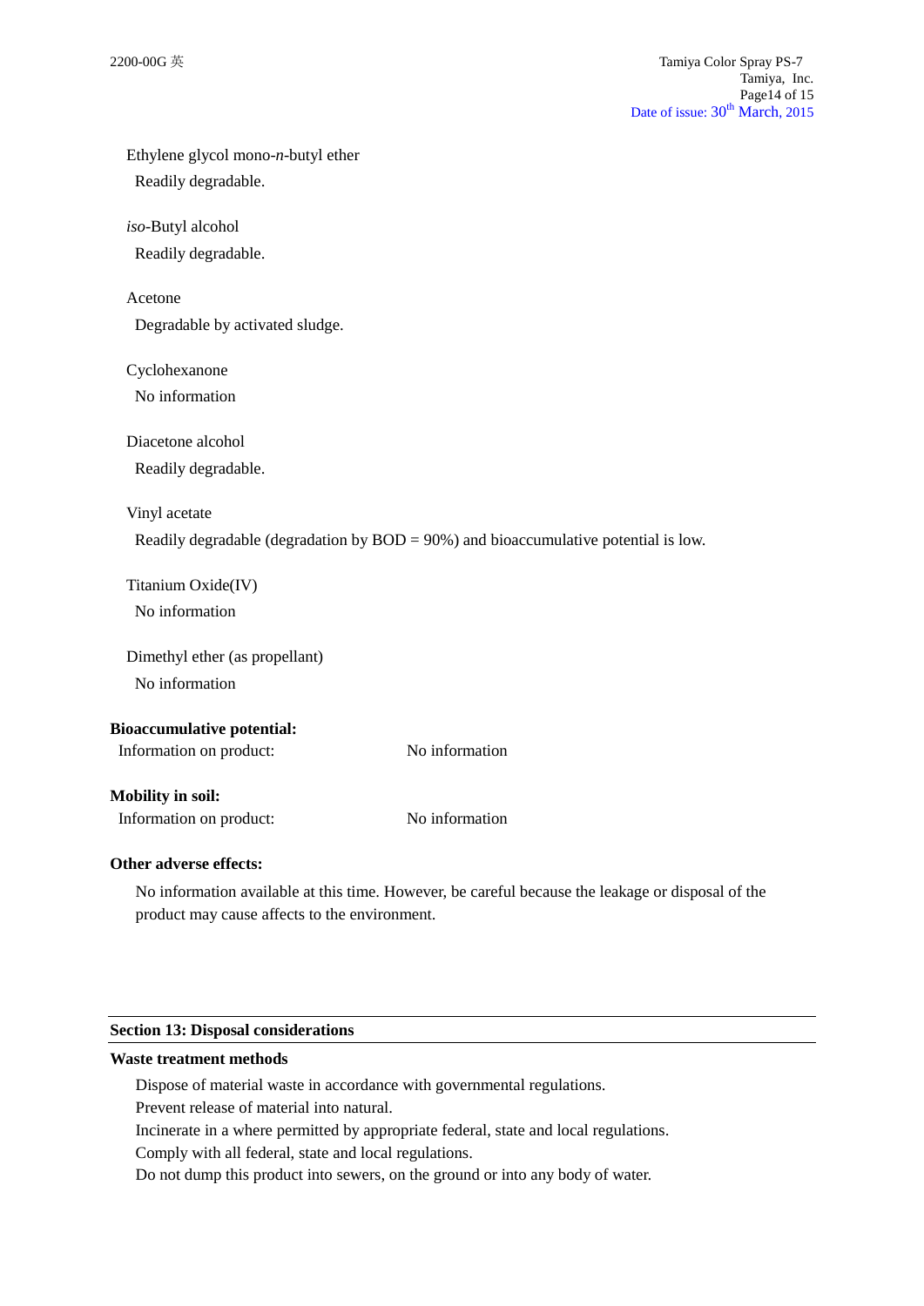Ethylene glycol mono-*n*-butyl ether

Readily degradable.

*iso*-Butyl alcohol

Readily degradable.

Acetone

Degradable by activated sludge.

Cyclohexanone

No information

Diacetone alcohol

Readily degradable.

Vinyl acetate

Readily degradable (degradation by BOD = 90%) and bioaccumulative potential is low.

Titanium Oxide(IV)

No information

Dimethyl ether (as propellant)

No information

**Bioaccumulative potential:**

Information on product: No information

**Mobility in soil:**

Information on product: No information

**Other adverse effects:**

No information available at this time. However, be careful because the leakage or disposal of the product may cause affects to the environment.

## Section 13: Disposal considerations

**Waste treatment methods**

Dispose of material waste in accordance with governmental regulations.
Prevent release of material into natural.
Incinerate in a where permitted by appropriate federal, state and local regulations.
Comply with all federal, state and local regulations.
Do not dump this product into sewers, on the ground or into any body of water.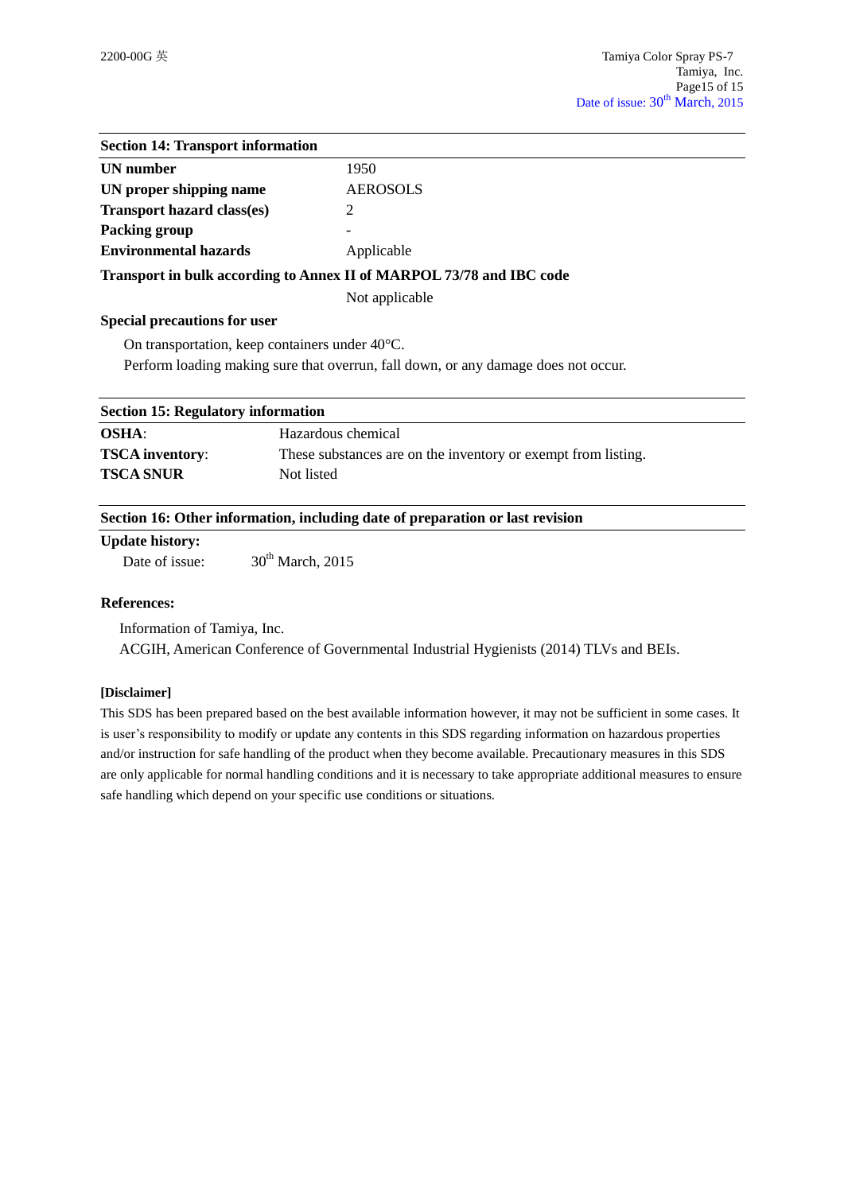## Section 14: Transport information

| | |
|---|---|
| **UN number** | 1950 |
| **UN proper shipping name** | AEROSOLS |
| **Transport hazard class(es)** | 2 |
| **Packing group** | - |
| **Environmental hazards** | Applicable |

**Transport in bulk according to Annex II of MARPOL 73/78 and IBC code**

Not applicable

**Special precautions for user**

On transportation, keep containers under 40°C.
Perform loading making sure that overrun, fall down, or any damage does not occur.

## Section 15: Regulatory information

| | |
|---|---|
| **OSHA**: | Hazardous chemical |
| **TSCA inventory**: | These substances are on the inventory or exempt from listing. |
| **TSCA SNUR** | Not listed |

## Section 16: Other information, including date of preparation or last revision

**Update history:**

Date of issue: 30th March, 2015

**References:**

Information of Tamiya, Inc.
ACGIH, American Conference of Governmental Industrial Hygienists (2014) TLVs and BEIs.

**[Disclaimer]**

This SDS has been prepared based on the best available information however, it may not be sufficient in some cases. It is user's responsibility to modify or update any contents in this SDS regarding information on hazardous properties and/or instruction for safe handling of the product when they become available. Precautionary measures in this SDS are only applicable for normal handling conditions and it is necessary to take appropriate additional measures to ensure safe handling which depend on your specific use conditions or situations.